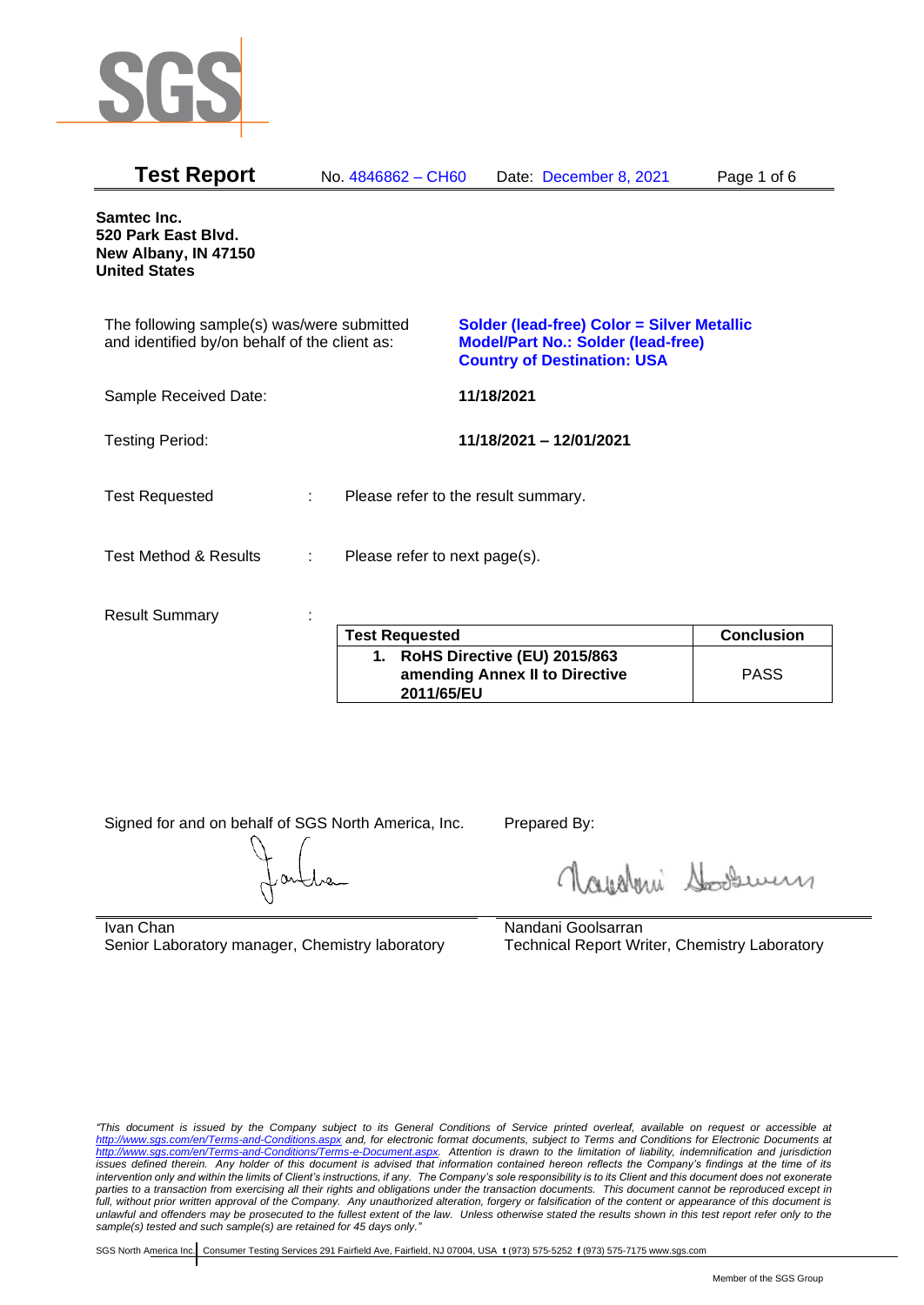SGS

**Test Report** No. 4846862 – CH60 Date: December 8, 2021

**Samtec Inc.**
**520 Park East Blvd.**
**New Albany, IN 47150**
**United States**

The following sample(s) was/were submitted and identified by/on behalf of the client as:

**Solder (lead-free) Color = Silver Metallic**
**Model/Part No.: Solder (lead-free)**
**Country of Destination: USA**

Sample Received Date: **11/18/2021**

Testing Period: **11/18/2021 – 12/01/2021**

Test Requested : Please refer to the result summary.

Test Method & Results : Please refer to next page(s).

Result Summary :

| Test Requested | Conclusion |
|---|---|
| **1. RoHS Directive (EU) 2015/863 amending Annex II to Directive 2011/65/EU** | PASS |

Signed for and on behalf of SGS North America, Inc.

Ivan Chan
Senior Laboratory manager, Chemistry laboratory

Prepared By:

Nandani Goolsarran
Technical Report Writer, Chemistry Laboratory

*"This document is issued by the Company subject to its General Conditions of Service printed overleaf, available on request or accessible at http://www.sgs.com/en/Terms-and-Conditions.aspx and, for electronic format documents, subject to Terms and Conditions for Electronic Documents at http://www.sgs.com/en/Terms-and-Conditions/Terms-e-Document.aspx. Attention is drawn to the limitation of liability, indemnification and jurisdiction issues defined therein. Any holder of this document is advised that information contained hereon reflects the Company's findings at the time of its intervention only and within the limits of Client's instructions, if any. The Company's sole responsibility is to its Client and this document does not exonerate parties to a transaction from exercising all their rights and obligations under the transaction documents. This document cannot be reproduced except in full, without prior written approval of the Company. Any unauthorized alteration, forgery or falsification of the content or appearance of this document is unlawful and offenders may be prosecuted to the fullest extent of the law. Unless otherwise stated the results shown in this test report refer only to the sample(s) tested and such sample(s) are retained for 45 days only."*

SGS North America Inc. | Consumer Testing Services 291 Fairfield Ave, Fairfield, NJ 07004, USA **t** (973) 575-5252 **f** (973) 575-7175 www.sgs.com

Member of the SGS Group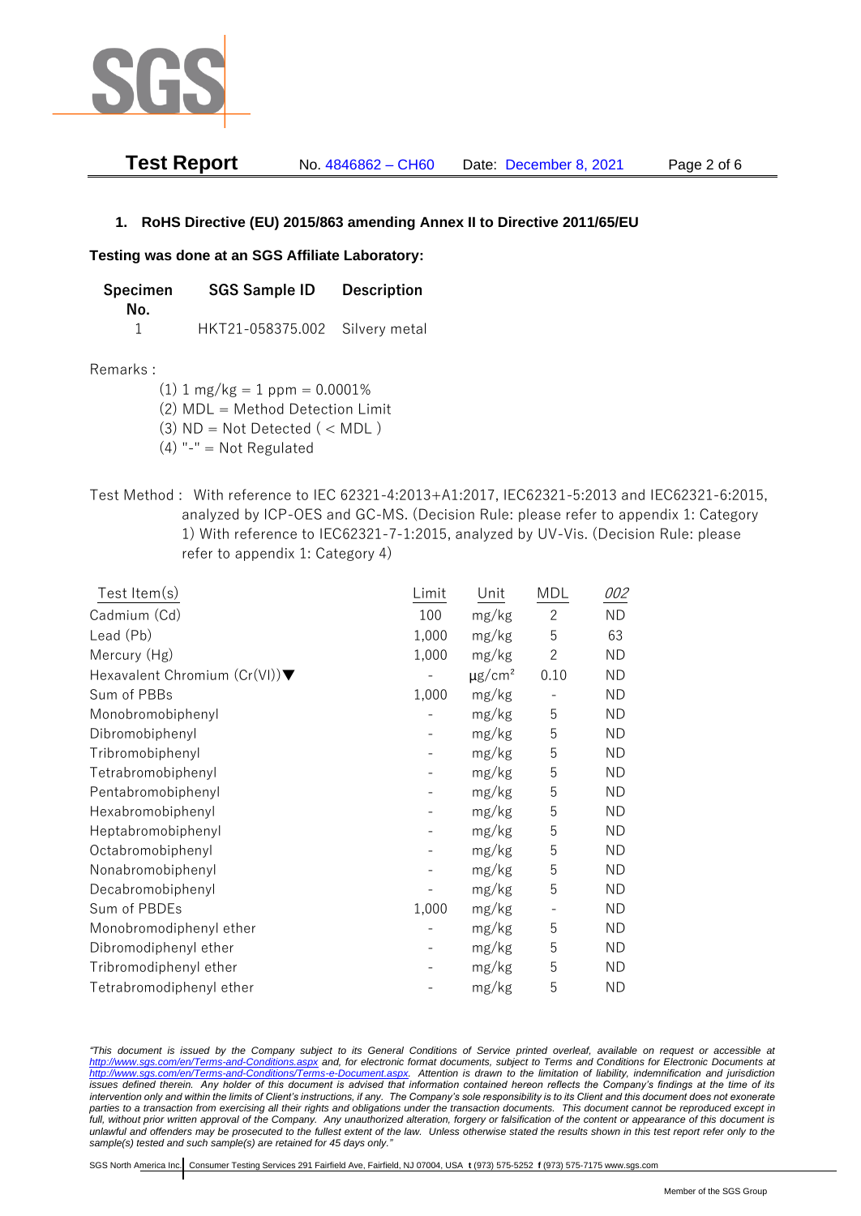## 1. RoHS Directive (EU) 2015/863 amending Annex II to Directive 2011/65/EU

**Testing was done at an SGS Affiliate Laboratory:**

| Specimen No. | SGS Sample ID | Description |
|---|---|---|
| 1 | HKT21-058375.002 | Silvery metal |

Remarks :

(1) 1 mg/kg = 1 ppm = 0.0001%
(2) MDL = Method Detection Limit
(3) ND = Not Detected ( < MDL )
(4) "-" = Not Regulated

Test Method : With reference to IEC 62321-4:2013+A1:2017, IEC62321-5:2013 and IEC62321-6:2015, analyzed by ICP-OES and GC-MS. (Decision Rule: please refer to appendix 1: Category 1) With reference to IEC62321-7-1:2015, analyzed by UV-Vis. (Decision Rule: please refer to appendix 1: Category 4)

| Test Item(s) | Limit | Unit | MDL | *002* |
|---|---|---|---|---|
| Cadmium (Cd) | 100 | mg/kg | 2 | ND |
| Lead (Pb) | 1,000 | mg/kg | 5 | 63 |
| Mercury (Hg) | 1,000 | mg/kg | 2 | ND |
| Hexavalent Chromium (Cr(VI))▼ | - | μg/cm² | 0.10 | ND |
| Sum of PBBs | 1,000 | mg/kg | - | ND |
| Monobromobiphenyl | - | mg/kg | 5 | ND |
| Dibromobiphenyl | - | mg/kg | 5 | ND |
| Tribromobiphenyl | - | mg/kg | 5 | ND |
| Tetrabromobiphenyl | - | mg/kg | 5 | ND |
| Pentabromobiphenyl | - | mg/kg | 5 | ND |
| Hexabromobiphenyl | - | mg/kg | 5 | ND |
| Heptabromobiphenyl | - | mg/kg | 5 | ND |
| Octabromobiphenyl | - | mg/kg | 5 | ND |
| Nonabromobiphenyl | - | mg/kg | 5 | ND |
| Decabromobiphenyl | - | mg/kg | 5 | ND |
| Sum of PBDEs | 1,000 | mg/kg | - | ND |
| Monobromodiphenyl ether | - | mg/kg | 5 | ND |
| Dibromodiphenyl ether | - | mg/kg | 5 | ND |
| Tribromodiphenyl ether | - | mg/kg | 5 | ND |
| Tetrabromodiphenyl ether | - | mg/kg | 5 | ND |

*"This document is issued by the Company subject to its General Conditions of Service printed overleaf, available on request or accessible at http://www.sgs.com/en/Terms-and-Conditions.aspx and, for electronic format documents, subject to Terms and Conditions for Electronic Documents at http://www.sgs.com/en/Terms-and-Conditions/Terms-e-Document.aspx. Attention is drawn to the limitation of liability, indemnification and jurisdiction issues defined therein. Any holder of this document is advised that information contained hereon reflects the Company's findings at the time of its intervention only and within the limits of Client's instructions, if any. The Company's sole responsibility is to its Client and this document does not exonerate parties to a transaction from exercising all their rights and obligations under the transaction documents. This document cannot be reproduced except in full, without prior written approval of the Company. Any unauthorized alteration, forgery or falsification of the content or appearance of this document is unlawful and offenders may be prosecuted to the fullest extent of the law. Unless otherwise stated the results shown in this test report refer only to the sample(s) tested and such sample(s) are retained for 45 days only."*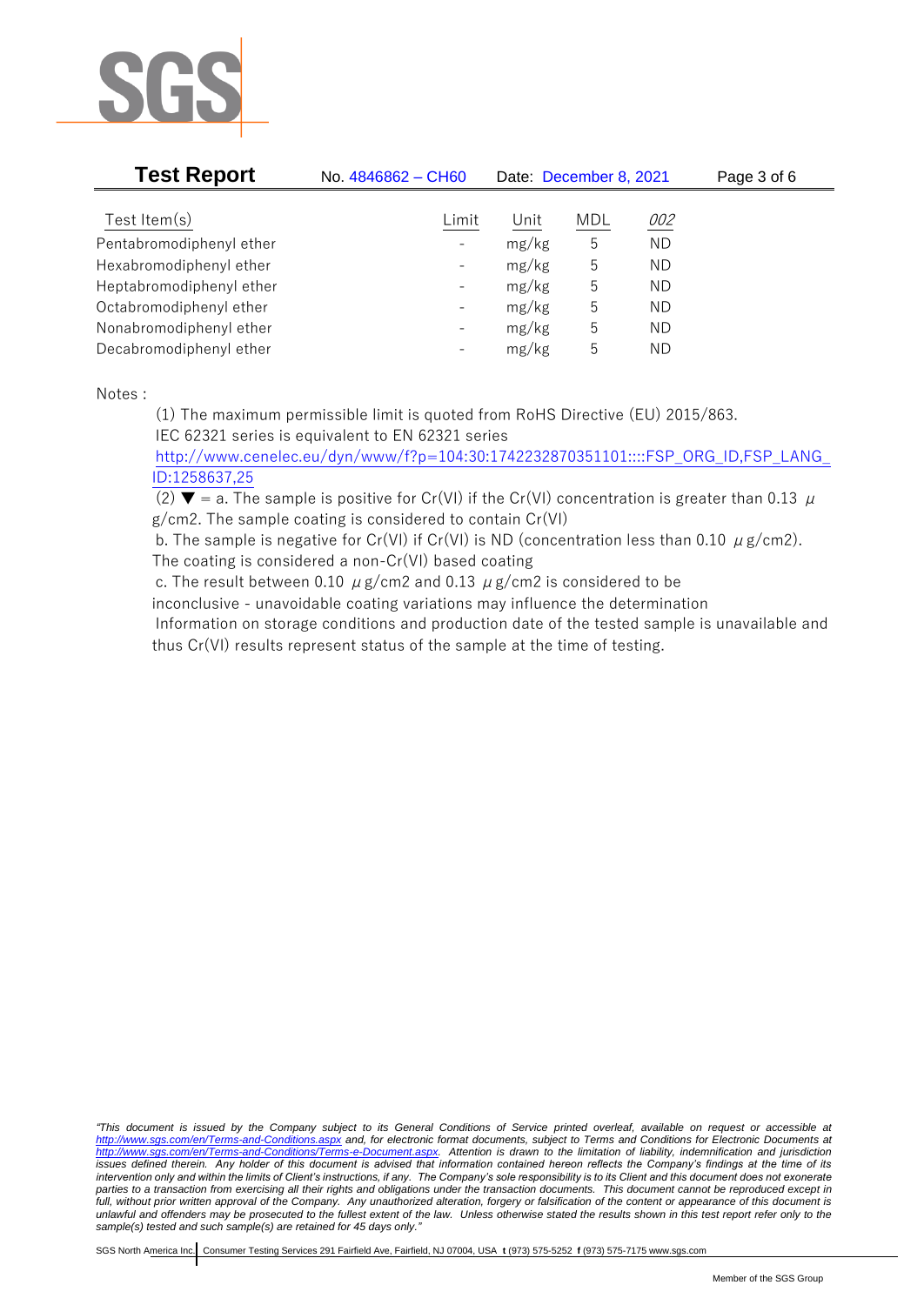| Test Item(s) | Limit | Unit | MDL | *002* |
|---|---|---|---|---|
| Pentabromodiphenyl ether | - | mg/kg | 5 | ND |
| Hexabromodiphenyl ether | - | mg/kg | 5 | ND |
| Heptabromodiphenyl ether | - | mg/kg | 5 | ND |
| Octabromodiphenyl ether | - | mg/kg | 5 | ND |
| Nonabromodiphenyl ether | - | mg/kg | 5 | ND |
| Decabromodiphenyl ether | - | mg/kg | 5 | ND |

Notes :

(1) The maximum permissible limit is quoted from RoHS Directive (EU) 2015/863.
IEC 62321 series is equivalent to EN 62321 series
http://www.cenelec.eu/dyn/www/f?p=104:30:1742232870351101::::FSP_ORG_ID,FSP_LANG_ID:1258637,25

(2) ▼ = a. The sample is positive for Cr(VI) if the Cr(VI) concentration is greater than 0.13 μg/cm2. The sample coating is considered to contain Cr(VI)
b. The sample is negative for Cr(VI) if Cr(VI) is ND (concentration less than 0.10 μg/cm2). The coating is considered a non-Cr(VI) based coating
c. The result between 0.10 μg/cm2 and 0.13 μg/cm2 is considered to be inconclusive - unavoidable coating variations may influence the determination
Information on storage conditions and production date of the tested sample is unavailable and thus Cr(VI) results represent status of the sample at the time of testing.

*"This document is issued by the Company subject to its General Conditions of Service printed overleaf, available on request or accessible at http://www.sgs.com/en/Terms-and-Conditions.aspx and, for electronic format documents, subject to Terms and Conditions for Electronic Documents at http://www.sgs.com/en/Terms-and-Conditions/Terms-e-Document.aspx. Attention is drawn to the limitation of liability, indemnification and jurisdiction issues defined therein. Any holder of this document is advised that information contained hereon reflects the Company's findings at the time of its intervention only and within the limits of Client's instructions, if any. The Company's sole responsibility is to its Client and this document does not exonerate parties to a transaction from exercising all their rights and obligations under the transaction documents. This document cannot be reproduced except in full, without prior written approval of the Company. Any unauthorized alteration, forgery or falsification of the content or appearance of this document is unlawful and offenders may be prosecuted to the fullest extent of the law. Unless otherwise stated the results shown in this test report refer only to the sample(s) tested and such sample(s) are retained for 45 days only."*

SGS North America Inc. | Consumer Testing Services 291 Fairfield Ave, Fairfield, NJ 07004, USA **t** (973) 575-5252 **f** (973) 575-7175 www.sgs.com

Member of the SGS Group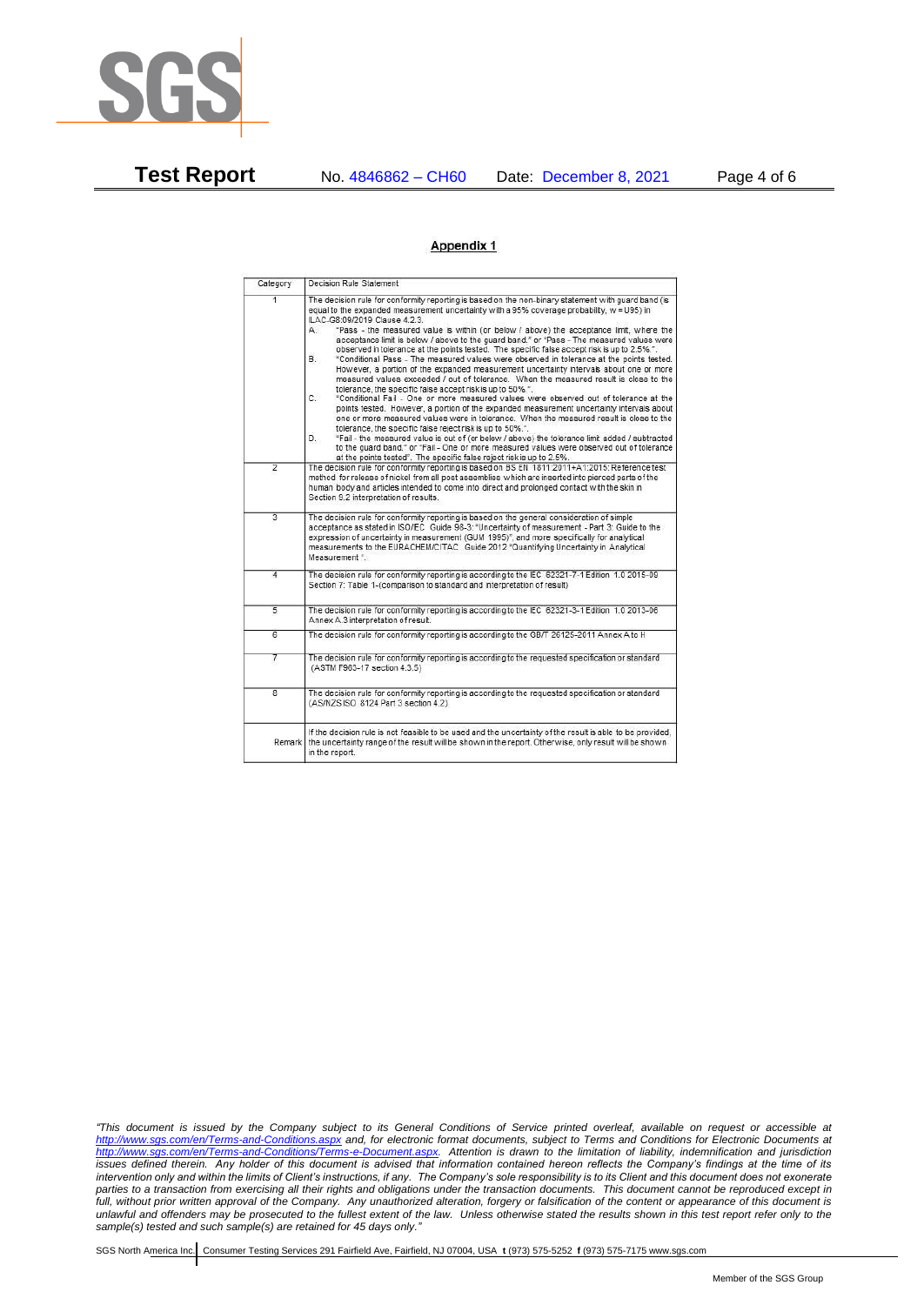## Appendix 1

| Category | Decision Rule Statement |
|---|---|
| 1 | The decision rule for conformity reporting is based on the non-binary statement with guard band (is equal to the expanded measurement uncertainty with a 95% coverage probability, w = U95) in ILAC-G8:09/2019 Clause 4.2.3.<br>A. "Pass - the measured value is within (or below / above) the acceptance limit, where the acceptance limit is below / above to the guard band." or "Pass - The measured values were observed in tolerance at the points tested. The specific false accept risk is up to 2.5%.".<br>B. "Conditional Pass - The measured values were observed in tolerance at the points tested. However, a portion of the expanded measurement uncertainty intervals about one or more measured values exceeded / out of tolerance. When the measured result is close to the tolerance, the specific false accept risk is up to 50%.".<br>C. "Conditional Fail - One or more measured values were observed out of tolerance at the points tested. However, a portion of the expanded measurement uncertainty intervals about one or more measured values were in tolerance. When the measured result is close to the tolerance, the specific false reject risk is up to 50%.".<br>D. "Fail - the measured value is out of (or below / above) the tolerance limit added / subtracted to the guard band." or "Fail - One or more measured values were observed out of tolerance at the points tested". The specific false reject risk is up to 2.5%. |
| 2 | The decision rule for conformity reporting is based on BS EN 1811:2011+A1:2015: Reference test method for release of nickel from all post assemblies which are inserted into pierced parts of the human body and articles intended to come into direct and prolonged contact with the skin in Section 9.2 interpretation of results. |
| 3 | The decision rule for conformity reporting is based on the general consideration of simple acceptance as stated in ISO/IEC Guide 98-3: "Uncertainty of measurement - Part 3: Guide to the expression of uncertainty in measurement (GUM 1995)", and more specifically for analytical measurements to the EURACHEM/CITAC Guide 2012 "Quantifying Uncertainty in Analytical Measurement ". |
| 4 | The decision rule for conformity reporting is according to the IEC 62321-7-1 Edition 1.0 2015-09 Section 7: Table 1-(comparison to standard and interpretation of result) |
| 5 | The decision rule for conformity reporting is according to the IEC 62321-3-1 Edition 1.0 2013-06 Annex A.3 interpretation of result. |
| 6 | The decision rule for conformity reporting is according to the GB/T 26125-2011 Annex A to H |
| 7 | The decision rule for conformity reporting is according to the requested specification or standard (ASTM F963-17 section 4.3.5) |
| 8 | The decision rule for conformity reporting is according to the requested specification or standard (AS/NZS ISO 8124 Part 3 section 4.2) |
| Remark | If the decision rule is not feasible to be used and the uncertainty of the result is able to be provided, the uncertainty range of the result will be shown in the report. Otherwise, only result will be shown in the report. |

*"This document is issued by the Company subject to its General Conditions of Service printed overleaf, available on request or accessible at http://www.sgs.com/en/Terms-and-Conditions.aspx and, for electronic format documents, subject to Terms and Conditions for Electronic Documents at http://www.sgs.com/en/Terms-and-Conditions/Terms-e-Document.aspx. Attention is drawn to the limitation of liability, indemnification and jurisdiction issues defined therein. Any holder of this document is advised that information contained hereon reflects the Company's findings at the time of its intervention only and within the limits of Client's instructions, if any. The Company's sole responsibility is to its Client and this document does not exonerate parties to a transaction from exercising all their rights and obligations under the transaction documents. This document cannot be reproduced except in full, without prior written approval of the Company. Any unauthorized alteration, forgery or falsification of the content or appearance of this document is unlawful and offenders may be prosecuted to the fullest extent of the law. Unless otherwise stated the results shown in this test report refer only to the sample(s) tested and such sample(s) are retained for 45 days only."*

SGS North America Inc. Consumer Testing Services 291 Fairfield Ave, Fairfield, NJ 07004, USA t (973) 575-5252 f (973) 575-7175 www.sgs.com

Member of the SGS Group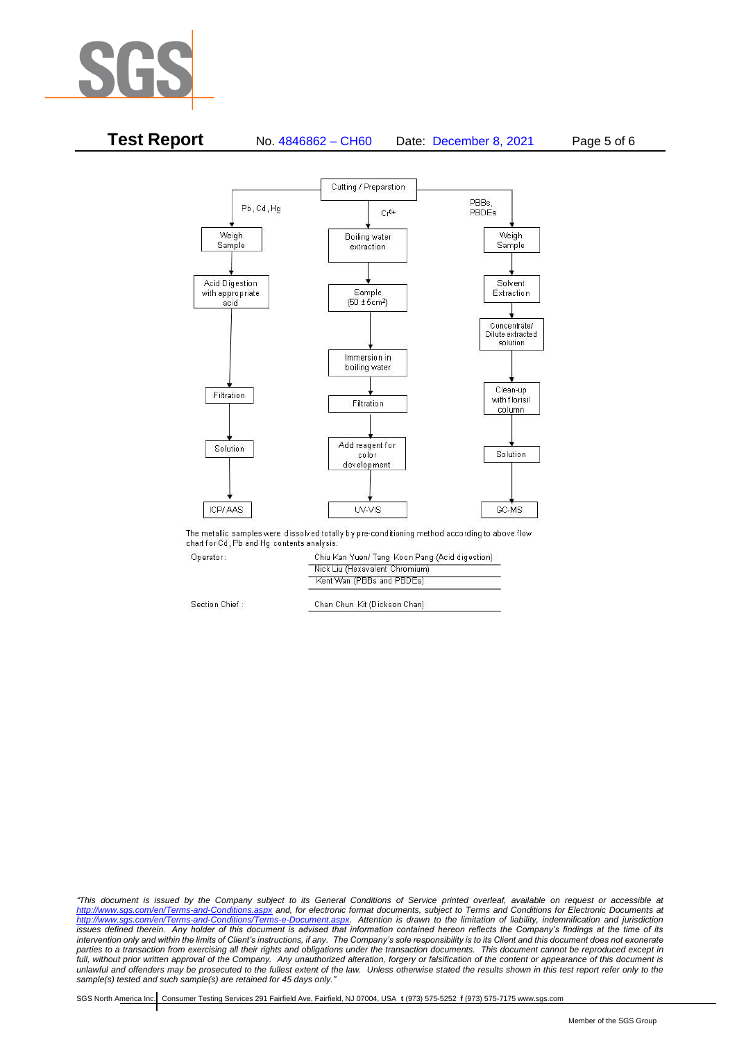**Test Report** No. 4846862 – CH60 Date: December 8, 2021

Cutting / Preparation

**Pb, Cd, Hg:**
Weigh Sample → Acid Digestion with appropriate acid → Filtration → Solution → ICP/AAS

**$Cr^{6+}$:**
Boiling water extraction → Sample ($50 \pm 5cm^2$) → Immersion in boiling water → Filtration → Add reagent for color development → UV-VIS

**PBBs, PBDEs:**
Weigh Sample → Solvent Extraction → Concentrate/ Dilute extracted solution → Clean-up with florisil column → Solution → GC-MS

The metallic samples were dissolved totally by pre-conditioning method according to above flow chart for Cd, Pb and Hg contents analysis.

| | |
|---|---|
| Operator: | Chiu Kan Yuen/ Tang Koon Pang (Acid digestion) |
| | Nick Liu (Hexavalent Chromium) |
| | Kent Wan (PBBs and PBDEs) |
| Section Chief: | Chan Chun Kit (Dickson Chan) |

*"This document is issued by the Company subject to its General Conditions of Service printed overleaf, available on request or accessible at http://www.sgs.com/en/Terms-and-Conditions.aspx and, for electronic format documents, subject to Terms and Conditions for Electronic Documents at http://www.sgs.com/en/Terms-and-Conditions/Terms-e-Document.aspx. Attention is drawn to the limitation of liability, indemnification and jurisdiction issues defined therein. Any holder of this document is advised that information contained hereon reflects the Company's findings at the time of its intervention only and within the limits of Client's instructions, if any. The Company's sole responsibility is to its Client and this document does not exonerate parties to a transaction from exercising all their rights and obligations under the transaction documents. This document cannot be reproduced except in full, without prior written approval of the Company. Any unauthorized alteration, forgery or falsification of the content or appearance of this document is unlawful and offenders may be prosecuted to the fullest extent of the law. Unless otherwise stated the results shown in this test report refer only to the sample(s) tested and such sample(s) are retained for 45 days only."*

SGS North America Inc. | Consumer Testing Services 291 Fairfield Ave, Fairfield, NJ 07004, USA **t** (973) 575-5252 **f** (973) 575-7175 www.sgs.com

Member of the SGS Group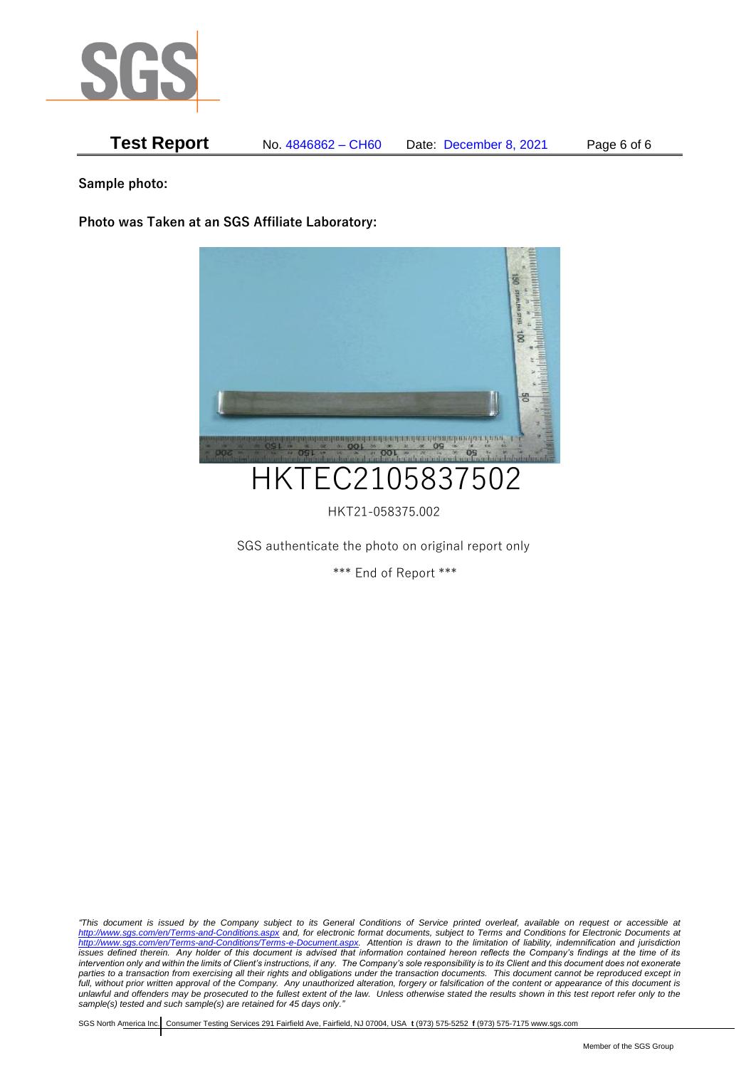**Sample photo:**

**Photo was Taken at an SGS Affiliate Laboratory:**

HKTEC2105837502

HKT21-058375.002

SGS authenticate the photo on original report only

\*\*\* End of Report \*\*\*

*"This document is issued by the Company subject to its General Conditions of Service printed overleaf, available on request or accessible at http://www.sgs.com/en/Terms-and-Conditions.aspx and, for electronic format documents, subject to Terms and Conditions for Electronic Documents at http://www.sgs.com/en/Terms-and-Conditions/Terms-e-Document.aspx. Attention is drawn to the limitation of liability, indemnification and jurisdiction issues defined therein. Any holder of this document is advised that information contained hereon reflects the Company's findings at the time of its intervention only and within the limits of Client's instructions, if any. The Company's sole responsibility is to its Client and this document does not exonerate parties to a transaction from exercising all their rights and obligations under the transaction documents. This document cannot be reproduced except in full, without prior written approval of the Company. Any unauthorized alteration, forgery or falsification of the content or appearance of this document is unlawful and offenders may be prosecuted to the fullest extent of the law. Unless otherwise stated the results shown in this test report refer only to the sample(s) tested and such sample(s) are retained for 45 days only."*

SGS North America Inc. | Consumer Testing Services 291 Fairfield Ave, Fairfield, NJ 07004, USA **t** (973) 575-5252 **f** (973) 575-7175 www.sgs.com

Member of the SGS Group